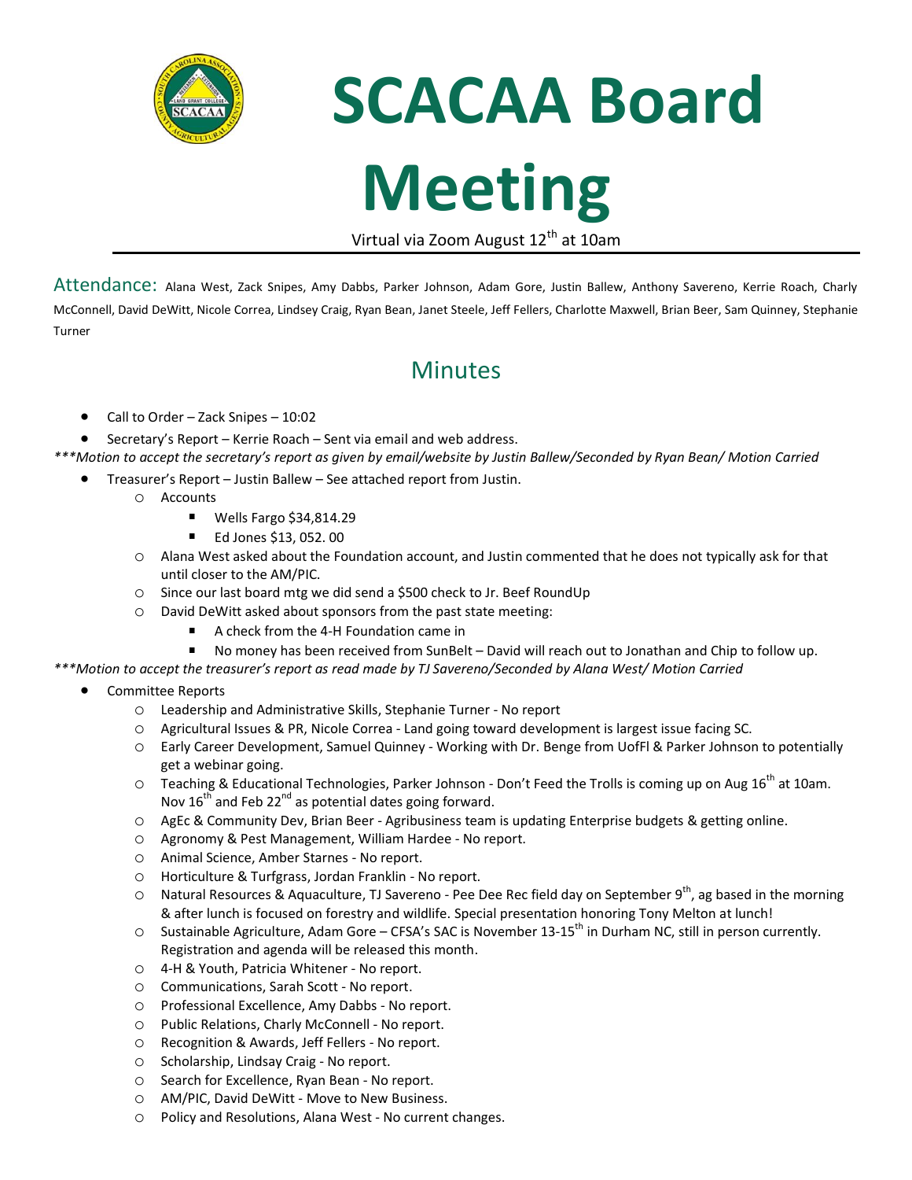# SCACAA Board Meeting

Virtual via Zoom August 12th at 10am

## Attendance:

Alana West, Zack Snipes, Amy Dabbs, Parker Johnson, Adam Gore, Justin Ballew, Anthony Savereno, Kerrie Roach, Charly McConnell, David DeWitt, Nicole Correa, Lindsey Craig, Ryan Bean, Janet Steele, Jeff Fellers, Charlotte Maxwell, Brian Beer, Sam Quinney, Stephanie Turner

## Minutes

- Call to Order – Zack Snipes – 10:02
- Secretary's Report – Kerrie Roach – Sent via email and web address.

****Motion to accept the secretary's report as given by email/website by Justin Ballew/Seconded by Ryan Bean/ Motion Carried*

- Treasurer's Report – Justin Ballew – See attached report from Justin.
  - Accounts
    - Wells Fargo $34,814.29
    - Ed Jones $13, 052. 00
  - Alana West asked about the Foundation account, and Justin commented that he does not typically ask for that until closer to the AM/PIC.
  - Since our last board mtg we did send a $500 check to Jr. Beef RoundUp
  - David DeWitt asked about sponsors from the past state meeting:
    - A check from the 4-H Foundation came in
    - No money has been received from SunBelt – David will reach out to Jonathan and Chip to follow up.

****Motion to accept the treasurer's report as read made by TJ Savereno/Seconded by Alana West/ Motion Carried*

- Committee Reports
  - Leadership and Administrative Skills, Stephanie Turner - No report
  - Agricultural Issues & PR, Nicole Correa - Land going toward development is largest issue facing SC.
  - Early Career Development, Samuel Quinney - Working with Dr. Benge from UofFl & Parker Johnson to potentially get a webinar going.
  - Teaching & Educational Technologies, Parker Johnson - Don't Feed the Trolls is coming up on Aug 16th at 10am. Nov 16th and Feb 22nd as potential dates going forward.
  - AgEc & Community Dev, Brian Beer - Agribusiness team is updating Enterprise budgets & getting online.
  - Agronomy & Pest Management, William Hardee - No report.
  - Animal Science, Amber Starnes - No report.
  - Horticulture & Turfgrass, Jordan Franklin - No report.
  - Natural Resources & Aquaculture, TJ Savereno - Pee Dee Rec field day on September 9th, ag based in the morning & after lunch is focused on forestry and wildlife. Special presentation honoring Tony Melton at lunch!
  - Sustainable Agriculture, Adam Gore – CFSA's SAC is November 13-15th in Durham NC, still in person currently. Registration and agenda will be released this month.
  - 4-H & Youth, Patricia Whitener - No report.
  - Communications, Sarah Scott - No report.
  - Professional Excellence, Amy Dabbs - No report.
  - Public Relations, Charly McConnell - No report.
  - Recognition & Awards, Jeff Fellers - No report.
  - Scholarship, Lindsay Craig - No report.
  - Search for Excellence, Ryan Bean - No report.
  - AM/PIC, David DeWitt - Move to New Business.
  - Policy and Resolutions, Alana West - No current changes.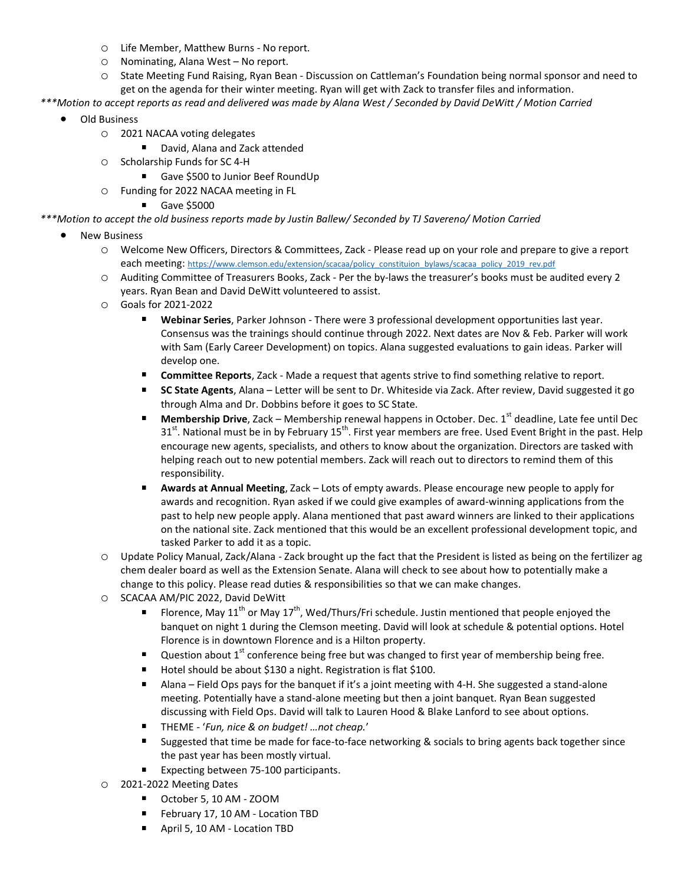- Life Member, Matthew Burns - No report.
- Nominating, Alana West – No report.
- State Meeting Fund Raising, Ryan Bean - Discussion on Cattleman's Foundation being normal sponsor and need to get on the agenda for their winter meeting. Ryan will get with Zack to transfer files and information.

****Motion to accept reports as read and delivered was made by Alana West / Seconded by David DeWitt / Motion Carried*

- Old Business
  - 2021 NACAA voting delegates
    - David, Alana and Zack attended
  - Scholarship Funds for SC 4-H
    - Gave $500 to Junior Beef RoundUp
  - Funding for 2022 NACAA meeting in FL
    - Gave $5000

****Motion to accept the old business reports made by Justin Ballew/ Seconded by TJ Savereno/ Motion Carried*

- New Business
  - Welcome New Officers, Directors & Committees, Zack - Please read up on your role and prepare to give a report each meeting: https://www.clemson.edu/extension/scacaa/policy_constituion_bylaws/scacaa_policy_2019_rev.pdf
  - Auditing Committee of Treasurers Books, Zack - Per the by-laws the treasurer's books must be audited every 2 years. Ryan Bean and David DeWitt volunteered to assist.
  - Goals for 2021-2022
    - **Webinar Series**, Parker Johnson - There were 3 professional development opportunities last year. Consensus was the trainings should continue through 2022. Next dates are Nov & Feb. Parker will work with Sam (Early Career Development) on topics. Alana suggested evaluations to gain ideas. Parker will develop one.
    - **Committee Reports**, Zack - Made a request that agents strive to find something relative to report.
    - **SC State Agents**, Alana – Letter will be sent to Dr. Whiteside via Zack. After review, David suggested it go through Alma and Dr. Dobbins before it goes to SC State.
    - **Membership Drive**, Zack – Membership renewal happens in October. Dec. 1st deadline, Late fee until Dec 31st. National must be in by February 15th. First year members are free. Used Event Bright in the past. Help encourage new agents, specialists, and others to know about the organization. Directors are tasked with helping reach out to new potential members. Zack will reach out to directors to remind them of this responsibility.
    - **Awards at Annual Meeting**, Zack – Lots of empty awards. Please encourage new people to apply for awards and recognition. Ryan asked if we could give examples of award-winning applications from the past to help new people apply. Alana mentioned that past award winners are linked to their applications on the national site. Zack mentioned that this would be an excellent professional development topic, and tasked Parker to add it as a topic.
  - Update Policy Manual, Zack/Alana - Zack brought up the fact that the President is listed as being on the fertilizer ag chem dealer board as well as the Extension Senate. Alana will check to see about how to potentially make a change to this policy. Please read duties & responsibilities so that we can make changes.
  - SCACAA AM/PIC 2022, David DeWitt
    - Florence, May 11th or May 17th, Wed/Thurs/Fri schedule. Justin mentioned that people enjoyed the banquet on night 1 during the Clemson meeting. David will look at schedule & potential options. Hotel Florence is in downtown Florence and is a Hilton property.
    - Question about 1st conference being free but was changed to first year of membership being free.
    - Hotel should be about $130 a night. Registration is flat $100.
    - Alana – Field Ops pays for the banquet if it's a joint meeting with 4-H. She suggested a stand-alone meeting. Potentially have a stand-alone meeting but then a joint banquet. Ryan Bean suggested discussing with Field Ops. David will talk to Lauren Hood & Blake Lanford to see about options.
    - THEME - '*Fun, nice & on budget! …not cheap.*'
    - Suggested that time be made for face-to-face networking & socials to bring agents back together since the past year has been mostly virtual.
    - Expecting between 75-100 participants.
  - 2021-2022 Meeting Dates
    - October 5, 10 AM - ZOOM
    - February 17, 10 AM - Location TBD
    - April 5, 10 AM - Location TBD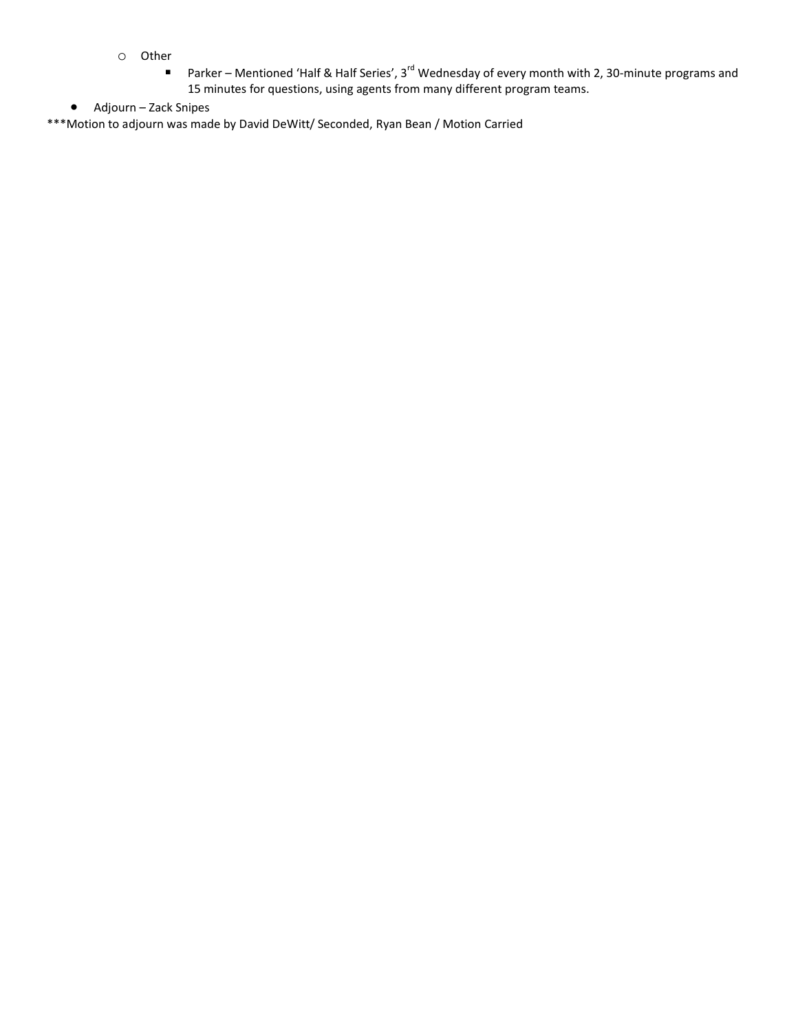- Other
  - Parker – Mentioned 'Half & Half Series', 3rd Wednesday of every month with 2, 30-minute programs and 15 minutes for questions, using agents from many different program teams.

- Adjourn – Zack Snipes

***Motion to adjourn was made by David DeWitt/ Seconded, Ryan Bean / Motion Carried